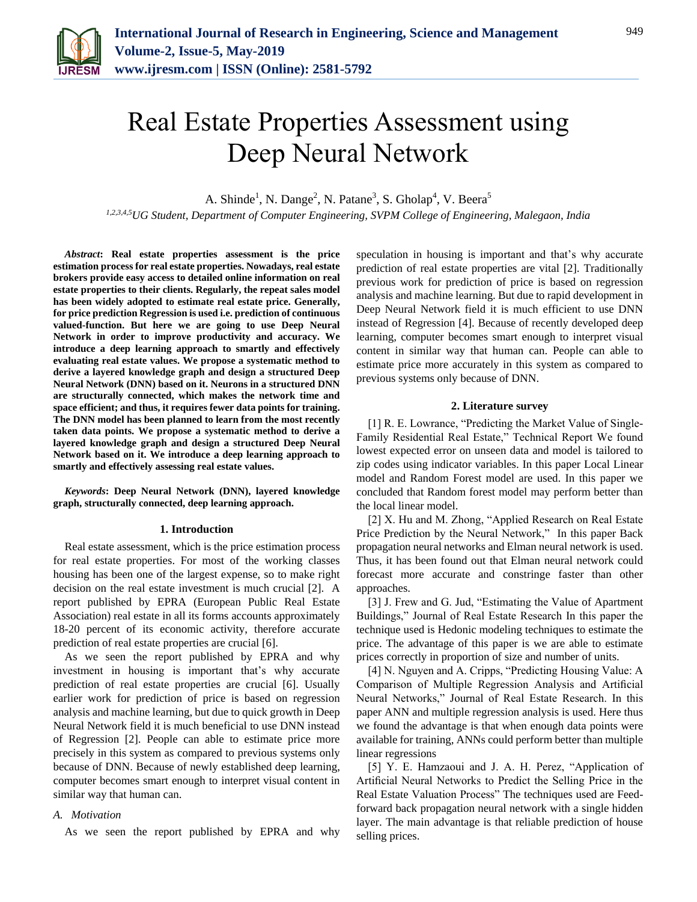# Real Estate Properties Assessment using Deep Neural Network

A. Shinde[1], N. Dange[2], N. Patane[3], S. Gholap[4], V. Beera[5]

[1,2,3,4,5]*UG Student, Department of Computer Engineering, SVPM College of Engineering, Malegaon, India*

***Abstract*: Real estate properties assessment is the price estimation process for real estate properties. Nowadays, real estate brokers provide easy access to detailed online information on real estate properties to their clients. Regularly, the repeat sales model has been widely adopted to estimate real estate price. Generally, for price prediction Regression is used i.e. prediction of continuous valued-function. But here we are going to use Deep Neural Network in order to improve productivity and accuracy. We introduce a deep learning approach to smartly and effectively evaluating real estate values. We propose a systematic method to derive a layered knowledge graph and design a structured Deep Neural Network (DNN) based on it. Neurons in a structured DNN are structurally connected, which makes the network time and space efficient; and thus, it requires fewer data points for training. The DNN model has been planned to learn from the most recently taken data points. We propose a systematic method to derive a layered knowledge graph and design a structured Deep Neural Network based on it. We introduce a deep learning approach to smartly and effectively assessing real estate values.**

***Keywords*: Deep Neural Network (DNN), layered knowledge graph, structurally connected, deep learning approach.**

## 1. Introduction

Real estate assessment, which is the price estimation process for real estate properties. For most of the working classes housing has been one of the largest expense, so to make right decision on the real estate investment is much crucial [2]. A report published by EPRA (European Public Real Estate Association) real estate in all its forms accounts approximately 18-20 percent of its economic activity, therefore accurate prediction of real estate properties are crucial [6].

As we seen the report published by EPRA and why investment in housing is important that's why accurate prediction of real estate properties are crucial [6]. Usually earlier work for prediction of price is based on regression analysis and machine learning, but due to quick growth in Deep Neural Network field it is much beneficial to use DNN instead of Regression [2]. People can able to estimate price more precisely in this system as compared to previous systems only because of DNN. Because of newly established deep learning, computer becomes smart enough to interpret visual content in similar way that human can.

### A. Motivation

As we seen the report published by EPRA and why speculation in housing is important and that's why accurate prediction of real estate properties are vital [2]. Traditionally previous work for prediction of price is based on regression analysis and machine learning. But due to rapid development in Deep Neural Network field it is much efficient to use DNN instead of Regression [4]. Because of recently developed deep learning, computer becomes smart enough to interpret visual content in similar way that human can. People can able to estimate price more accurately in this system as compared to previous systems only because of DNN.

## 2. Literature survey

[1] R. E. Lowrance, "Predicting the Market Value of Single-Family Residential Real Estate," Technical Report We found lowest expected error on unseen data and model is tailored to zip codes using indicator variables. In this paper Local Linear model and Random Forest model are used. In this paper we concluded that Random forest model may perform better than the local linear model.

[2] X. Hu and M. Zhong, "Applied Research on Real Estate Price Prediction by the Neural Network," In this paper Back propagation neural networks and Elman neural network is used. Thus, it has been found out that Elman neural network could forecast more accurate and constringe faster than other approaches.

[3] J. Frew and G. Jud, "Estimating the Value of Apartment Buildings," Journal of Real Estate Research In this paper the technique used is Hedonic modeling techniques to estimate the price. The advantage of this paper is we are able to estimate prices correctly in proportion of size and number of units.

[4] N. Nguyen and A. Cripps, "Predicting Housing Value: A Comparison of Multiple Regression Analysis and Artificial Neural Networks," Journal of Real Estate Research. In this paper ANN and multiple regression analysis is used. Here thus we found the advantage is that when enough data points were available for training, ANNs could perform better than multiple linear regressions

[5] Y. E. Hamzaoui and J. A. H. Perez, "Application of Artificial Neural Networks to Predict the Selling Price in the Real Estate Valuation Process" The techniques used are Feed-forward back propagation neural network with a single hidden layer. The main advantage is that reliable prediction of house selling prices.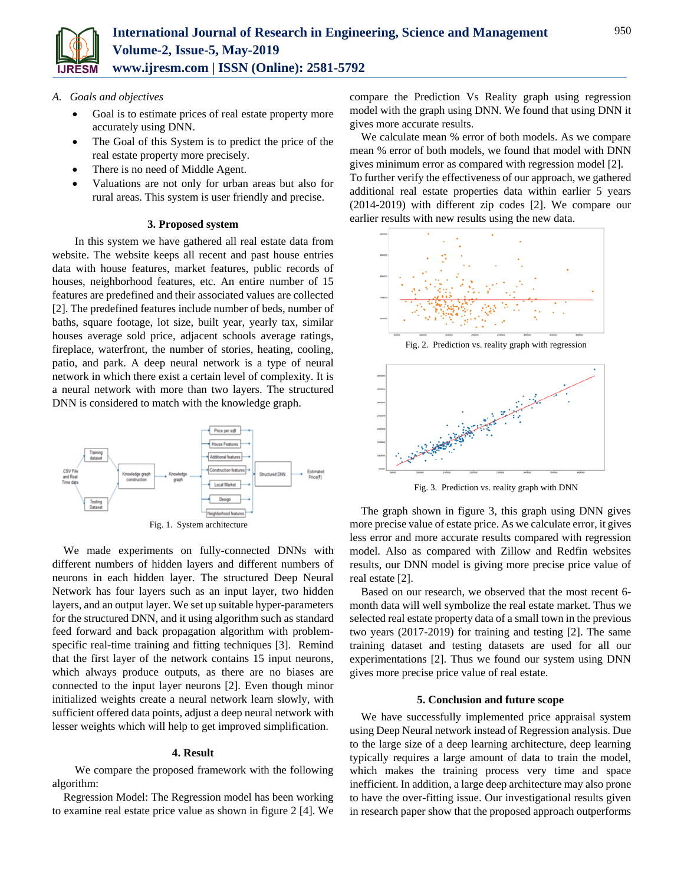*A. Goals and objectives*

- Goal is to estimate prices of real estate property more accurately using DNN.
- The Goal of this System is to predict the price of the real estate property more precisely.
- There is no need of Middle Agent.
- Valuations are not only for urban areas but also for rural areas. This system is user friendly and precise.

## 3. Proposed system

In this system we have gathered all real estate data from website. The website keeps all recent and past house entries data with house features, market features, public records of houses, neighborhood features, etc. An entire number of 15 features are predefined and their associated values are collected [2]. The predefined features include number of beds, number of baths, square footage, lot size, built year, yearly tax, similar houses average sold price, adjacent schools average ratings, fireplace, waterfront, the number of stories, heating, cooling, patio, and park. A deep neural network is a type of neural network in which there exist a certain level of complexity. It is a neural network with more than two layers. The structured DNN is considered to match with the knowledge graph.

Fig. 1. System architecture

We made experiments on fully-connected DNNs with different numbers of hidden layers and different numbers of neurons in each hidden layer. The structured Deep Neural Network has four layers such as an input layer, two hidden layers, and an output layer. We set up suitable hyper-parameters for the structured DNN, and it using algorithm such as standard feed forward and back propagation algorithm with problem-specific real-time training and fitting techniques [3]. Remind that the first layer of the network contains 15 input neurons, which always produce outputs, as there are no biases are connected to the input layer neurons [2]. Even though minor initialized weights create a neural network learn slowly, with sufficient offered data points, adjust a deep neural network with lesser weights which will help to get improved simplification.

## 4. Result

We compare the proposed framework with the following algorithm:

Regression Model: The Regression model has been working to examine real estate price value as shown in figure 2 [4]. We compare the Prediction Vs Reality graph using regression model with the graph using DNN. We found that using DNN it gives more accurate results.

We calculate mean % error of both models. As we compare mean % error of both models, we found that model with DNN gives minimum error as compared with regression model [2]. To further verify the effectiveness of our approach, we gathered additional real estate properties data within earlier 5 years (2014-2019) with different zip codes [2]. We compare our earlier results with new results using the new data.

Fig. 2. Prediction vs. reality graph with regression

Fig. 3. Prediction vs. reality graph with DNN

The graph shown in figure 3, this graph using DNN gives more precise value of estate price. As we calculate error, it gives less error and more accurate results compared with regression model. Also as compared with Zillow and Redfin websites results, our DNN model is giving more precise price value of real estate [2].

Based on our research, we observed that the most recent 6-month data will well symbolize the real estate market. Thus we selected real estate property data of a small town in the previous two years (2017-2019) for training and testing [2]. The same training dataset and testing datasets are used for all our experimentations [2]. Thus we found our system using DNN gives more precise price value of real estate.

## 5. Conclusion and future scope

We have successfully implemented price appraisal system using Deep Neural network instead of Regression analysis. Due to the large size of a deep learning architecture, deep learning typically requires a large amount of data to train the model, which makes the training process very time and space inefficient. In addition, a large deep architecture may also prone to have the over-fitting issue. Our investigational results given in research paper show that the proposed approach outperforms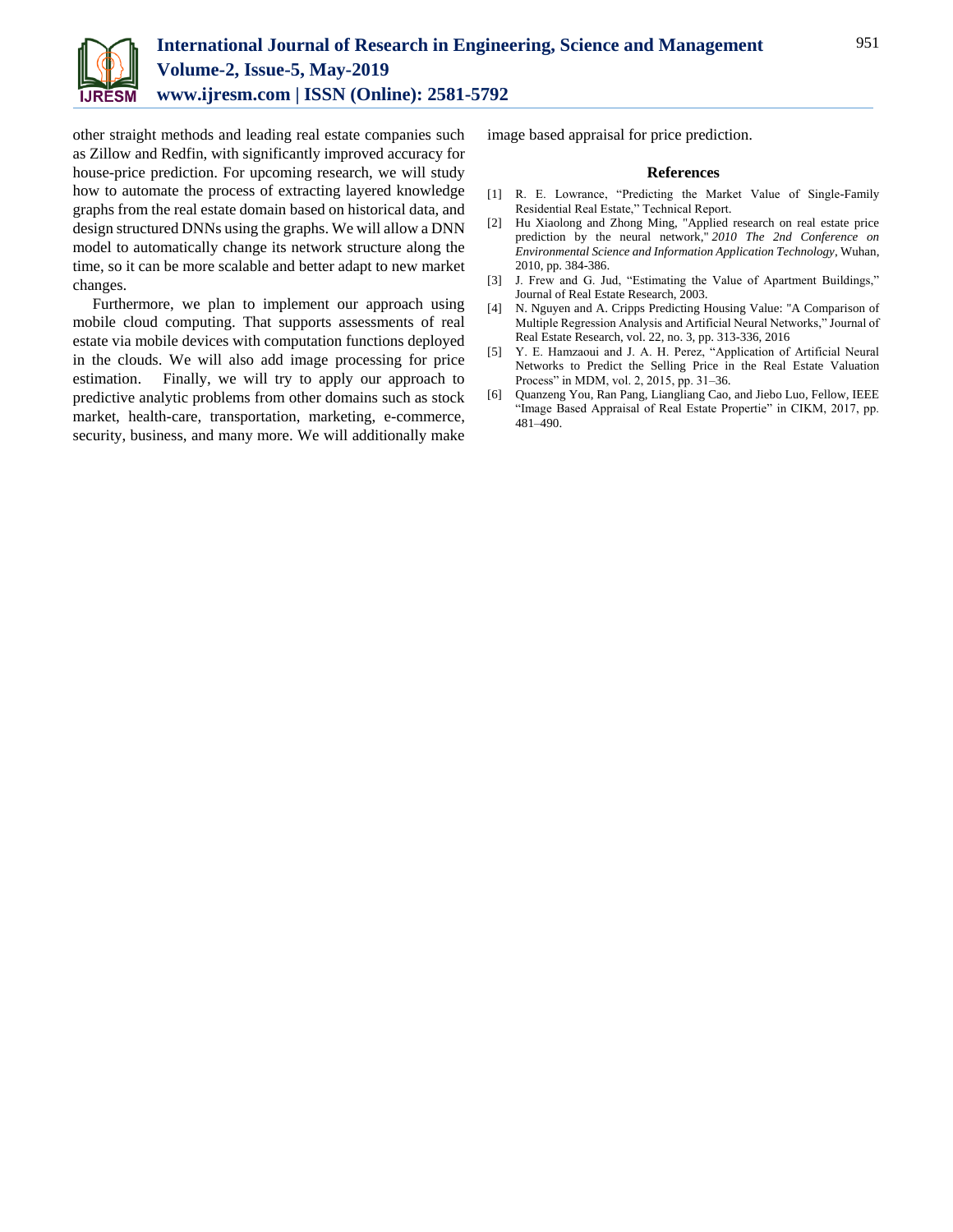other straight methods and leading real estate companies such as Zillow and Redfin, with significantly improved accuracy for house-price prediction. For upcoming research, we will study how to automate the process of extracting layered knowledge graphs from the real estate domain based on historical data, and design structured DNNs using the graphs. We will allow a DNN model to automatically change its network structure along the time, so it can be more scalable and better adapt to new market changes.

Furthermore, we plan to implement our approach using mobile cloud computing. That supports assessments of real estate via mobile devices with computation functions deployed in the clouds. We will also add image processing for price estimation. Finally, we will try to apply our approach to predictive analytic problems from other domains such as stock market, health-care, transportation, marketing, e-commerce, security, business, and many more. We will additionally make image based appraisal for price prediction.

## References

[1] R. E. Lowrance, "Predicting the Market Value of Single-Family Residential Real Estate," Technical Report.

[2] Hu Xiaolong and Zhong Ming, "Applied research on real estate price prediction by the neural network," *2010 The 2nd Conference on Environmental Science and Information Application Technology*, Wuhan, 2010, pp. 384-386.

[3] J. Frew and G. Jud, "Estimating the Value of Apartment Buildings," Journal of Real Estate Research, 2003.

[4] N. Nguyen and A. Cripps Predicting Housing Value: "A Comparison of Multiple Regression Analysis and Artificial Neural Networks," Journal of Real Estate Research, vol. 22, no. 3, pp. 313-336, 2016

[5] Y. E. Hamzaoui and J. A. H. Perez, "Application of Artificial Neural Networks to Predict the Selling Price in the Real Estate Valuation Process" in MDM, vol. 2, 2015, pp. 31–36.

[6] Quanzeng You, Ran Pang, Liangliang Cao, and Jiebo Luo, Fellow, IEEE "Image Based Appraisal of Real Estate Propertie" in CIKM, 2017, pp. 481–490.